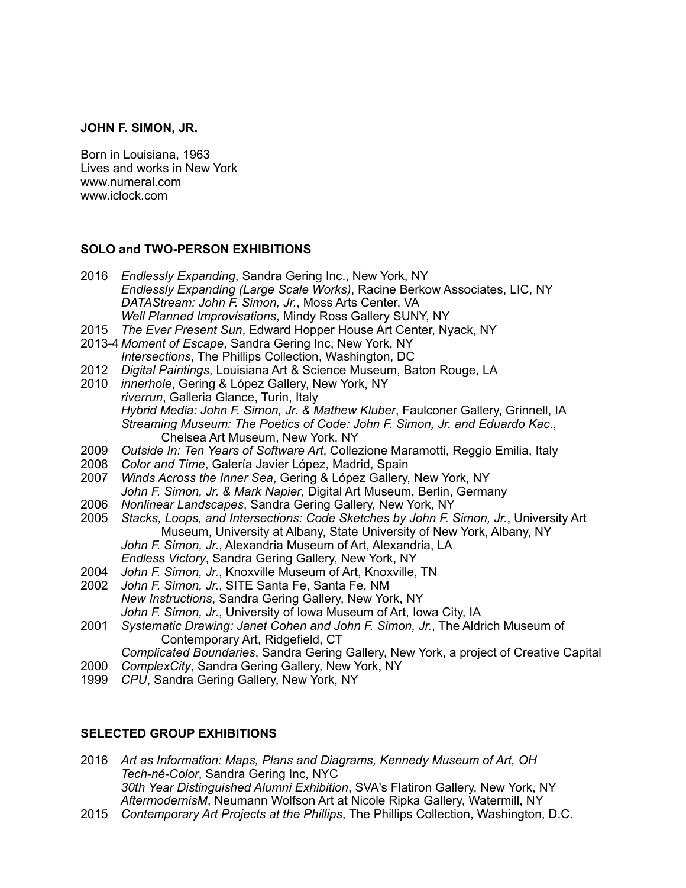**JOHN F. SIMON, JR.**

Born in Louisiana, 1963
Lives and works in New York
www.numeral.com
www.iclock.com

**SOLO and TWO-PERSON EXHIBITIONS**

2016 *Endlessly Expanding*, Sandra Gering Inc., New York, NY
*Endlessly Expanding (Large Scale Works)*, Racine Berkow Associates, LIC, NY
*DATAStream: John F. Simon, Jr.*, Moss Arts Center, VA
*Well Planned Improvisations*, Mindy Ross Gallery SUNY, NY

2015 *The Ever Present Sun*, Edward Hopper House Art Center, Nyack, NY

2013-4 *Moment of Escape*, Sandra Gering Inc, New York, NY
*Intersections*, The Phillips Collection, Washington, DC

2012 *Digital Paintings*, Louisiana Art & Science Museum, Baton Rouge, LA

2010 *innerhole*, Gering & López Gallery, New York, NY
*riverrun*, Galleria Glance, Turin, Italy
*Hybrid Media: John F. Simon, Jr. & Mathew Kluber*, Faulconer Gallery, Grinnell, IA
*Streaming Museum: The Poetics of Code: John F. Simon, Jr. and Eduardo Kac.*, Chelsea Art Museum, New York, NY

2009 *Outside In: Ten Years of Software Art*, Collezione Maramotti, Reggio Emilia, Italy

2008 *Color and Time*, Galería Javier López, Madrid, Spain

2007 *Winds Across the Inner Sea*, Gering & López Gallery, New York, NY
*John F. Simon, Jr. & Mark Napier*, Digital Art Museum, Berlin, Germany

2006 *Nonlinear Landscapes*, Sandra Gering Gallery, New York, NY

2005 *Stacks, Loops, and Intersections: Code Sketches by John F. Simon, Jr.*, University Art Museum, University at Albany, State University of New York, Albany, NY
*John F. Simon, Jr.*, Alexandria Museum of Art, Alexandria, LA
*Endless Victory*, Sandra Gering Gallery, New York, NY

2004 *John F. Simon, Jr.*, Knoxville Museum of Art, Knoxville, TN

2002 *John F. Simon, Jr.*, SITE Santa Fe, Santa Fe, NM
*New Instructions*, Sandra Gering Gallery, New York, NY
*John F. Simon, Jr.*, University of Iowa Museum of Art, Iowa City, IA

2001 *Systematic Drawing: Janet Cohen and John F. Simon, Jr.*, The Aldrich Museum of Contemporary Art, Ridgefield, CT
*Complicated Boundaries*, Sandra Gering Gallery, New York, a project of Creative Capital

2000 *ComplexCity*, Sandra Gering Gallery, New York, NY

1999 *CPU*, Sandra Gering Gallery, New York, NY

**SELECTED GROUP EXHIBITIONS**

2016 *Art as Information: Maps, Plans and Diagrams, Kennedy Museum of Art, OH*
*Tech-né-Color*, Sandra Gering Inc, NYC
*30th Year Distinguished Alumni Exhibition*, SVA's Flatiron Gallery, New York, NY
*AftermodernisM*, Neumann Wolfson Art at Nicole Ripka Gallery, Watermill, NY

2015 *Contemporary Art Projects at the Phillips*, The Phillips Collection, Washington, D.C.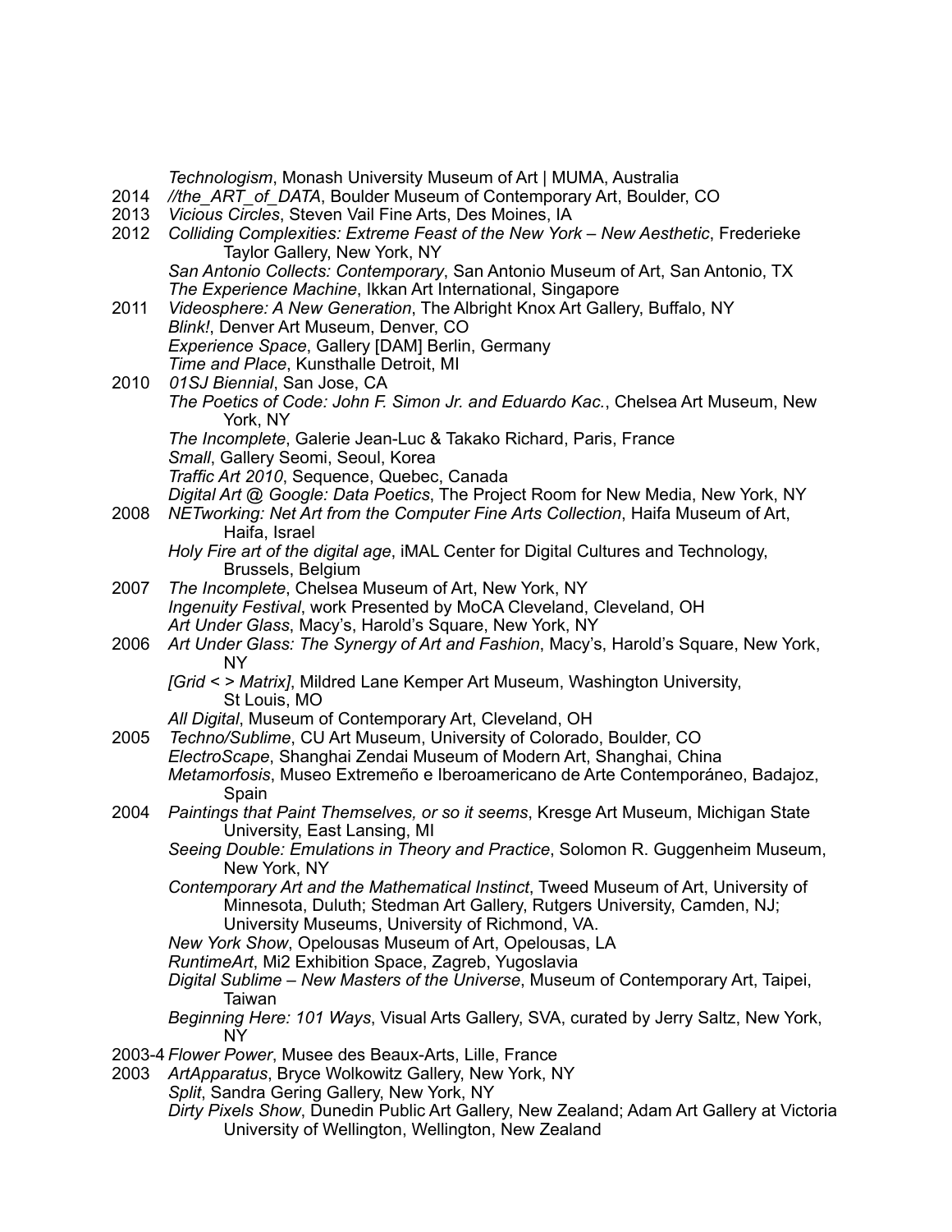*Technologism*, Monash University Museum of Art | MUMA, Australia

2014 *//the_ART_of_DATA*, Boulder Museum of Contemporary Art, Boulder, CO

2013 *Vicious Circles*, Steven Vail Fine Arts, Des Moines, IA

2012 *Colliding Complexities: Extreme Feast of the New York – New Aesthetic*, Frederieke Taylor Gallery, New York, NY
*San Antonio Collects: Contemporary*, San Antonio Museum of Art, San Antonio, TX
*The Experience Machine*, Ikkan Art International, Singapore

2011 *Videosphere: A New Generation*, The Albright Knox Art Gallery, Buffalo, NY
*Blink!*, Denver Art Museum, Denver, CO
*Experience Space*, Gallery [DAM] Berlin, Germany
*Time and Place*, Kunsthalle Detroit, MI

2010 *01SJ Biennial*, San Jose, CA
*The Poetics of Code: John F. Simon Jr. and Eduardo Kac.*, Chelsea Art Museum, New York, NY
*The Incomplete*, Galerie Jean-Luc & Takako Richard, Paris, France
*Small*, Gallery Seomi, Seoul, Korea
*Traffic Art 2010*, Sequence, Quebec, Canada
*Digital Art @ Google: Data Poetics*, The Project Room for New Media, New York, NY

2008 *NETworking: Net Art from the Computer Fine Arts Collection*, Haifa Museum of Art, Haifa, Israel
*Holy Fire art of the digital age*, iMAL Center for Digital Cultures and Technology, Brussels, Belgium

2007 *The Incomplete*, Chelsea Museum of Art, New York, NY
*Ingenuity Festival*, work Presented by MoCA Cleveland, Cleveland, OH
*Art Under Glass*, Macy's, Harold's Square, New York, NY

2006 *Art Under Glass: The Synergy of Art and Fashion*, Macy's, Harold's Square, New York, NY
*[Grid < > Matrix]*, Mildred Lane Kemper Art Museum, Washington University, St Louis, MO
*All Digital*, Museum of Contemporary Art, Cleveland, OH

2005 *Techno/Sublime*, CU Art Museum, University of Colorado, Boulder, CO
*ElectroScape*, Shanghai Zendai Museum of Modern Art, Shanghai, China
*Metamorfosis*, Museo Extremeño e Iberoamericano de Arte Contemporáneo, Badajoz, Spain

2004 *Paintings that Paint Themselves, or so it seems*, Kresge Art Museum, Michigan State University, East Lansing, MI
*Seeing Double: Emulations in Theory and Practice*, Solomon R. Guggenheim Museum, New York, NY
*Contemporary Art and the Mathematical Instinct*, Tweed Museum of Art, University of Minnesota, Duluth; Stedman Art Gallery, Rutgers University, Camden, NJ; University Museums, University of Richmond, VA.
*New York Show*, Opelousas Museum of Art, Opelousas, LA
*RuntimeArt*, Mi2 Exhibition Space, Zagreb, Yugoslavia
*Digital Sublime – New Masters of the Universe*, Museum of Contemporary Art, Taipei, Taiwan
*Beginning Here: 101 Ways*, Visual Arts Gallery, SVA, curated by Jerry Saltz, New York, NY

2003-4 *Flower Power*, Musee des Beaux-Arts, Lille, France

2003 *ArtApparatus*, Bryce Wolkowitz Gallery, New York, NY
*Split*, Sandra Gering Gallery, New York, NY
*Dirty Pixels Show*, Dunedin Public Art Gallery, New Zealand; Adam Art Gallery at Victoria University of Wellington, Wellington, New Zealand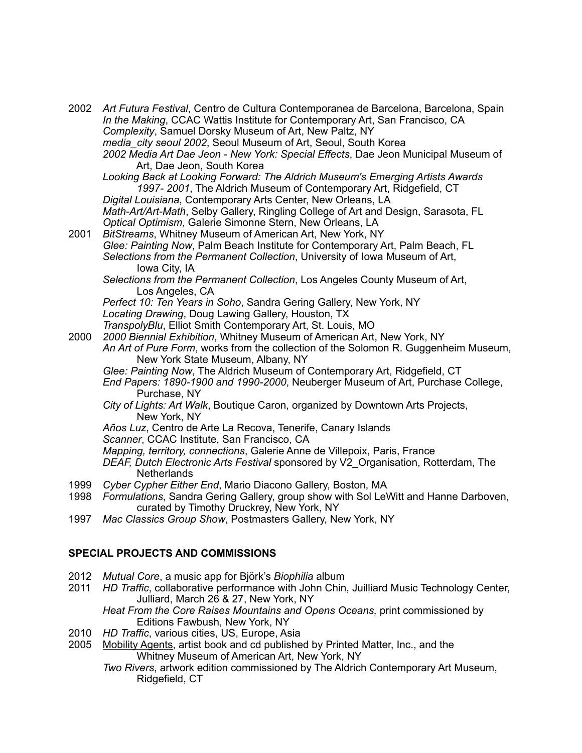2002 *Art Futura Festival*, Centro de Cultura Contemporanea de Barcelona, Barcelona, Spain
*In the Making*, CCAC Wattis Institute for Contemporary Art, San Francisco, CA
*Complexity*, Samuel Dorsky Museum of Art, New Paltz, NY
*media_city seoul 2002*, Seoul Museum of Art, Seoul, South Korea
*2002 Media Art Dae Jeon - New York: Special Effects*, Dae Jeon Municipal Museum of Art, Dae Jeon, South Korea
*Looking Back at Looking Forward: The Aldrich Museum's Emerging Artists Awards 1997- 2001*, The Aldrich Museum of Contemporary Art, Ridgefield, CT
*Digital Louisiana*, Contemporary Arts Center, New Orleans, LA
*Math-Art/Art-Math*, Selby Gallery, Ringling College of Art and Design, Sarasota, FL
*Optical Optimism*, Galerie Simonne Stern, New Orleans, LA

2001 *BitStreams*, Whitney Museum of American Art, New York, NY
*Glee: Painting Now*, Palm Beach Institute for Contemporary Art, Palm Beach, FL
*Selections from the Permanent Collection*, University of Iowa Museum of Art, Iowa City, IA
*Selections from the Permanent Collection*, Los Angeles County Museum of Art, Los Angeles, CA
*Perfect 10: Ten Years in Soho*, Sandra Gering Gallery, New York, NY
*Locating Drawing*, Doug Lawing Gallery, Houston, TX
*TranspolyBlu*, Elliot Smith Contemporary Art, St. Louis, MO

2000 *2000 Biennial Exhibition*, Whitney Museum of American Art, New York, NY
*An Art of Pure Form*, works from the collection of the Solomon R. Guggenheim Museum, New York State Museum, Albany, NY
*Glee: Painting Now*, The Aldrich Museum of Contemporary Art, Ridgefield, CT
*End Papers: 1890-1900 and 1990-2000*, Neuberger Museum of Art, Purchase College, Purchase, NY
*City of Lights: Art Walk*, Boutique Caron, organized by Downtown Arts Projects, New York, NY
*Años Luz*, Centro de Arte La Recova, Tenerife, Canary Islands
*Scanner*, CCAC Institute, San Francisco, CA
*Mapping, territory, connections*, Galerie Anne de Villepoix, Paris, France
*DEAF, Dutch Electronic Arts Festival* sponsored by V2_Organisation, Rotterdam, The Netherlands

1999 *Cyber Cypher Either End*, Mario Diacono Gallery, Boston, MA

1998 *Formulations*, Sandra Gering Gallery, group show with Sol LeWitt and Hanne Darboven, curated by Timothy Druckrey, New York, NY

1997 *Mac Classics Group Show*, Postmasters Gallery, New York, NY

**SPECIAL PROJECTS AND COMMISSIONS**

2012 *Mutual Core*, a music app for Björk's *Biophilia* album

2011 *HD Traffic*, collaborative performance with John Chin, Juilliard Music Technology Center, Julliard, March 26 & 27, New York, NY
*Heat From the Core Raises Mountains and Opens Oceans,* print commissioned by Editions Fawbush, New York, NY

2010 *HD Traffic*, various cities, US, Europe, Asia

2005 Mobility Agents, artist book and cd published by Printed Matter, Inc., and the Whitney Museum of American Art, New York, NY
*Two Rivers*, artwork edition commissioned by The Aldrich Contemporary Art Museum, Ridgefield, CT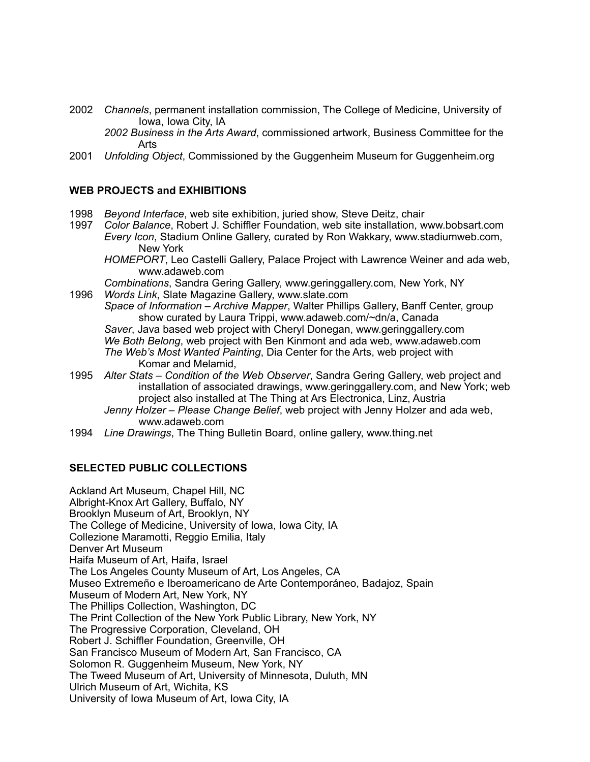2002 *Channels*, permanent installation commission, The College of Medicine, University of Iowa, Iowa City, IA

*2002 Business in the Arts Award*, commissioned artwork, Business Committee for the Arts

2001 *Unfolding Object*, Commissioned by the Guggenheim Museum for Guggenheim.org

**WEB PROJECTS and EXHIBITIONS**

1998 *Beyond Interface*, web site exhibition, juried show, Steve Deitz, chair

1997 *Color Balance*, Robert J. Schiffler Foundation, web site installation, www.bobsart.com

*Every Icon*, Stadium Online Gallery, curated by Ron Wakkary, www.stadiumweb.com, New York

*HOMEPORT*, Leo Castelli Gallery, Palace Project with Lawrence Weiner and ada web, www.adaweb.com

*Combinations*, Sandra Gering Gallery, www.geringgallery.com, New York, NY

1996 *Words Link*, Slate Magazine Gallery, www.slate.com

*Space of Information – Archive Mapper*, Walter Phillips Gallery, Banff Center, group show curated by Laura Trippi, www.adaweb.com/~dn/a, Canada

*Saver*, Java based web project with Cheryl Donegan, www.geringgallery.com

*We Both Belong*, web project with Ben Kinmont and ada web, www.adaweb.com

*The Web's Most Wanted Painting*, Dia Center for the Arts, web project with Komar and Melamid,

1995 *Alter Stats – Condition of the Web Observer*, Sandra Gering Gallery, web project and installation of associated drawings, www.geringgallery.com, and New York; web project also installed at The Thing at Ars Electronica, Linz, Austria

*Jenny Holzer – Please Change Belief*, web project with Jenny Holzer and ada web, www.adaweb.com

1994 *Line Drawings*, The Thing Bulletin Board, online gallery, www.thing.net

**SELECTED PUBLIC COLLECTIONS**

Ackland Art Museum, Chapel Hill, NC
Albright-Knox Art Gallery, Buffalo, NY
Brooklyn Museum of Art, Brooklyn, NY
The College of Medicine, University of Iowa, Iowa City, IA
Collezione Maramotti, Reggio Emilia, Italy
Denver Art Museum
Haifa Museum of Art, Haifa, Israel
The Los Angeles County Museum of Art, Los Angeles, CA
Museo Extremeño e Iberoamericano de Arte Contemporáneo, Badajoz, Spain
Museum of Modern Art, New York, NY
The Phillips Collection, Washington, DC
The Print Collection of the New York Public Library, New York, NY
The Progressive Corporation, Cleveland, OH
Robert J. Schiffler Foundation, Greenville, OH
San Francisco Museum of Modern Art, San Francisco, CA
Solomon R. Guggenheim Museum, New York, NY
The Tweed Museum of Art, University of Minnesota, Duluth, MN
Ulrich Museum of Art, Wichita, KS
University of Iowa Museum of Art, Iowa City, IA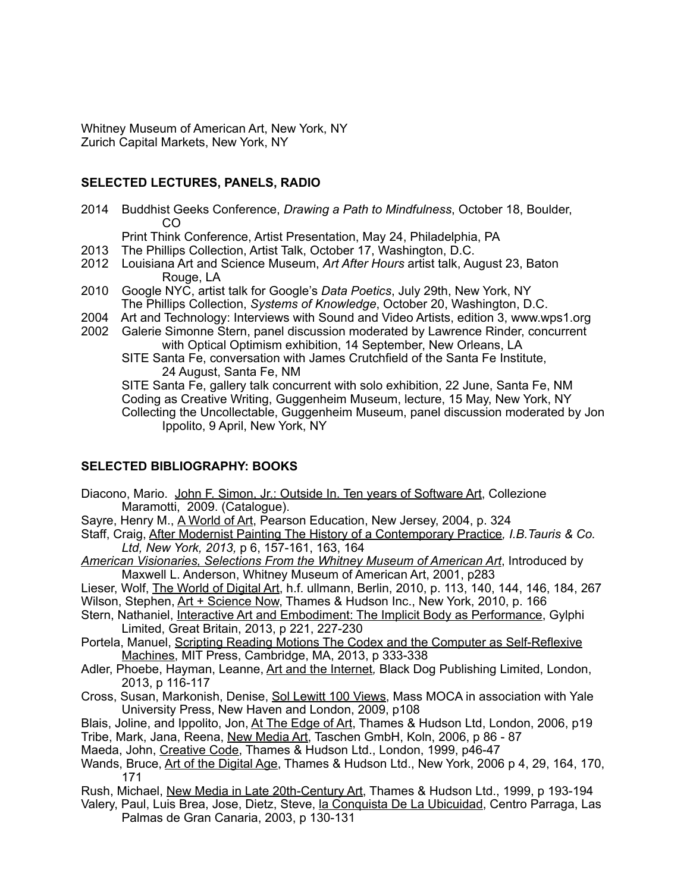Whitney Museum of American Art, New York, NY
Zurich Capital Markets, New York, NY

## SELECTED LECTURES, PANELS, RADIO

2014 Buddhist Geeks Conference, *Drawing a Path to Mindfulness*, October 18, Boulder, CO
Print Think Conference, Artist Presentation, May 24, Philadelphia, PA
2013 The Phillips Collection, Artist Talk, October 17, Washington, D.C.
2012 Louisiana Art and Science Museum, *Art After Hours* artist talk, August 23, Baton Rouge, LA
2010 Google NYC, artist talk for Google's *Data Poetics*, July 29th, New York, NY
The Phillips Collection, *Systems of Knowledge*, October 20, Washington, D.C.
2004 Art and Technology: Interviews with Sound and Video Artists, edition 3, www.wps1.org
2002 Galerie Simonne Stern, panel discussion moderated by Lawrence Rinder, concurrent with Optical Optimism exhibition, 14 September, New Orleans, LA
SITE Santa Fe, conversation with James Crutchfield of the Santa Fe Institute, 24 August, Santa Fe, NM
SITE Santa Fe, gallery talk concurrent with solo exhibition, 22 June, Santa Fe, NM
Coding as Creative Writing, Guggenheim Museum, lecture, 15 May, New York, NY
Collecting the Uncollectable, Guggenheim Museum, panel discussion moderated by Jon Ippolito, 9 April, New York, NY

## SELECTED BIBLIOGRAPHY: BOOKS

Diacono, Mario. John F. Simon, Jr.: Outside In. Ten years of Software Art, Collezione Maramotti, 2009. (Catalogue).
Sayre, Henry M., A World of Art, Pearson Education, New Jersey, 2004, p. 324
Staff, Craig, After Modernist Painting The History of a Contemporary Practice*, I.B.Tauris & Co. Ltd, New York, 2013,* p 6, 157-161, 163, 164
*American Visionaries, Selections From the Whitney Museum of American Art*, Introduced by Maxwell L. Anderson, Whitney Museum of American Art, 2001, p283
Lieser, Wolf, The World of Digital Art, h.f. ullmann, Berlin, 2010, p. 113, 140, 144, 146, 184, 267
Wilson, Stephen, Art + Science Now, Thames & Hudson Inc., New York, 2010, p. 166
Stern, Nathaniel, Interactive Art and Embodiment: The Implicit Body as Performance, Gylphi Limited, Great Britain, 2013, p 221, 227-230
Portela, Manuel, Scripting Reading Motions The Codex and the Computer as Self-Reflexive Machines, MIT Press, Cambridge, MA, 2013, p 333-338
Adler, Phoebe, Hayman, Leanne, Art and the Internet*,* Black Dog Publishing Limited, London, 2013, p 116-117
Cross, Susan, Markonish, Denise, Sol Lewitt 100 Views, Mass MOCA in association with Yale University Press, New Haven and London, 2009, p108
Blais, Joline, and Ippolito, Jon, At The Edge of Art, Thames & Hudson Ltd, London, 2006, p19
Tribe, Mark, Jana, Reena, New Media Art, Taschen GmbH, Koln, 2006, p 86 - 87
Maeda, John, Creative Code, Thames & Hudson Ltd., London, 1999, p46-47
Wands, Bruce, Art of the Digital Age, Thames & Hudson Ltd., New York, 2006 p 4, 29, 164, 170, 171
Rush, Michael, New Media in Late 20th-Century Art, Thames & Hudson Ltd., 1999, p 193-194
Valery, Paul, Luis Brea, Jose, Dietz, Steve, la Conquista De La Ubicuidad, Centro Parraga, Las Palmas de Gran Canaria, 2003, p 130-131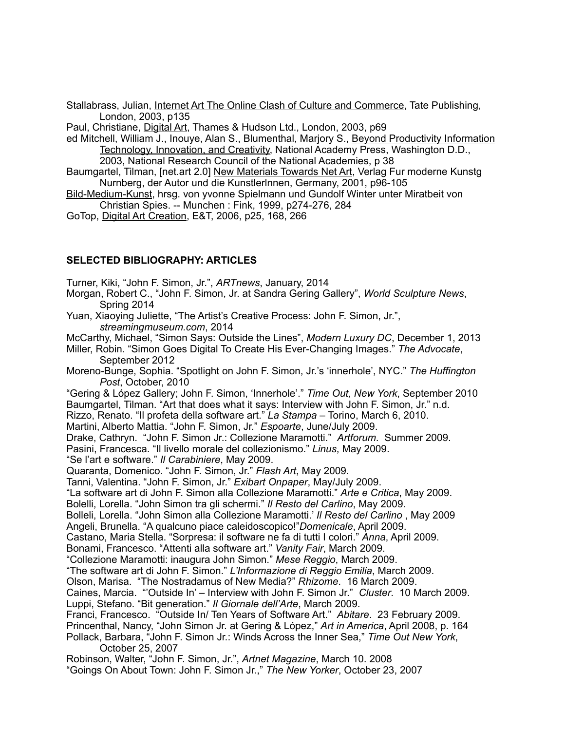Stallabrass, Julian, <u>Internet Art The Online Clash of Culture and Commerce</u>, Tate Publishing, London, 2003, p135

Paul, Christiane, <u>Digital Art</u>, Thames & Hudson Ltd., London, 2003, p69

ed Mitchell, William J., Inouye, Alan S., Blumenthal, Marjory S., <u>Beyond Productivity Information Technology, Innovation, and Creativity</u>, National Academy Press, Washington D.D., 2003, National Research Council of the National Academies, p 38

Baumgartel, Tilman, [net.art 2.0] <u>New Materials Towards Net Art</u>, Verlag Fur moderne Kunstg Nurnberg, der Autor und die KunstlerInnen, Germany, 2001, p96-105

<u>Bild-Medium-Kunst</u>, hrsg. von yvonne Spielmann und Gundolf Winter unter Miratbeit von Christian Spies. -- Munchen : Fink, 1999, p274-276, 284

GoTop, <u>Digital Art Creation</u>, E&T, 2006, p25, 168, 266

## SELECTED BIBLIOGRAPHY: ARTICLES

Turner, Kiki, "John F. Simon, Jr.", *ARTnews*, January, 2014

Morgan, Robert C., "John F. Simon, Jr. at Sandra Gering Gallery", *World Sculpture News*, Spring 2014

Yuan, Xiaoying Juliette, "The Artist's Creative Process: John F. Simon, Jr.", *streamingmuseum.com*, 2014

McCarthy, Michael, "Simon Says: Outside the Lines", *Modern Luxury DC*, December 1, 2013

Miller, Robin. "Simon Goes Digital To Create His Ever-Changing Images." *The Advocate*, September 2012

Moreno-Bunge, Sophia. "Spotlight on John F. Simon, Jr.'s 'innerhole', NYC." *The Huffington Post*, October, 2010

"Gering & López Gallery; John F. Simon, 'Innerhole'." *Time Out, New York*, September 2010

Baumgartel, Tilman. "Art that does what it says: Interview with John F. Simon, Jr." n.d.

Rizzo, Renato. "Il profeta della software art." *La Stampa* – Torino, March 6, 2010.

Martini, Alberto Mattia. "John F. Simon, Jr." *Espoarte*, June/July 2009.

Drake, Cathryn. "John F. Simon Jr.: Collezione Maramotti." *Artforum*. Summer 2009.

Pasini, Francesca. "Il livello morale del collezionismo." *Linus*, May 2009.

"Se l'art e software." *Il Carabiniere*, May 2009.

Quaranta, Domenico. "John F. Simon, Jr." *Flash Art*, May 2009.

Tanni, Valentina. "John F. Simon, Jr." *Exibart Onpaper*, May/July 2009.

"La software art di John F. Simon alla Collezione Maramotti." *Arte e Critica*, May 2009.

Bolelli, Lorella. "John Simon tra gli schermi." *Il Resto del Carlino*, May 2009.

Bolleli, Lorella. "John Simon alla Collezione Maramotti.' *Il Resto del Carlino* , May 2009

Angeli, Brunella. "A qualcuno piace caleidoscopico!"*Domenicale*, April 2009.

Castano, Maria Stella. "Sorpresa: il software ne fa di tutti I colori." *Anna*, April 2009.

Bonami, Francesco. "Attenti alla software art." *Vanity Fair*, March 2009.

"Collezione Maramotti: inaugura John Simon." *Mese Reggio*, March 2009.

"The software art di John F. Simon." *L'Informazione di Reggio Emilia*, March 2009.

Olson, Marisa. "The Nostradamus of New Media?" *Rhizome*. 16 March 2009.

Caines, Marcia. "'Outside In' – Interview with John F. Simon Jr." *Cluster*. 10 March 2009.

Luppi, Stefano. "Bit generation." *Il Giornale dell'Arte*, March 2009.

Franci, Francesco. "Outside In/ Ten Years of Software Art." *Abitare*. 23 February 2009.

Princenthal, Nancy, "John Simon Jr. at Gering & López," *Art in America*, April 2008, p. 164

Pollack, Barbara, "John F. Simon Jr.: Winds Across the Inner Sea," *Time Out New York*, October 25, 2007

Robinson, Walter, "John F. Simon, Jr.", *Artnet Magazine*, March 10. 2008

"Goings On About Town: John F. Simon Jr.," *The New Yorker*, October 23, 2007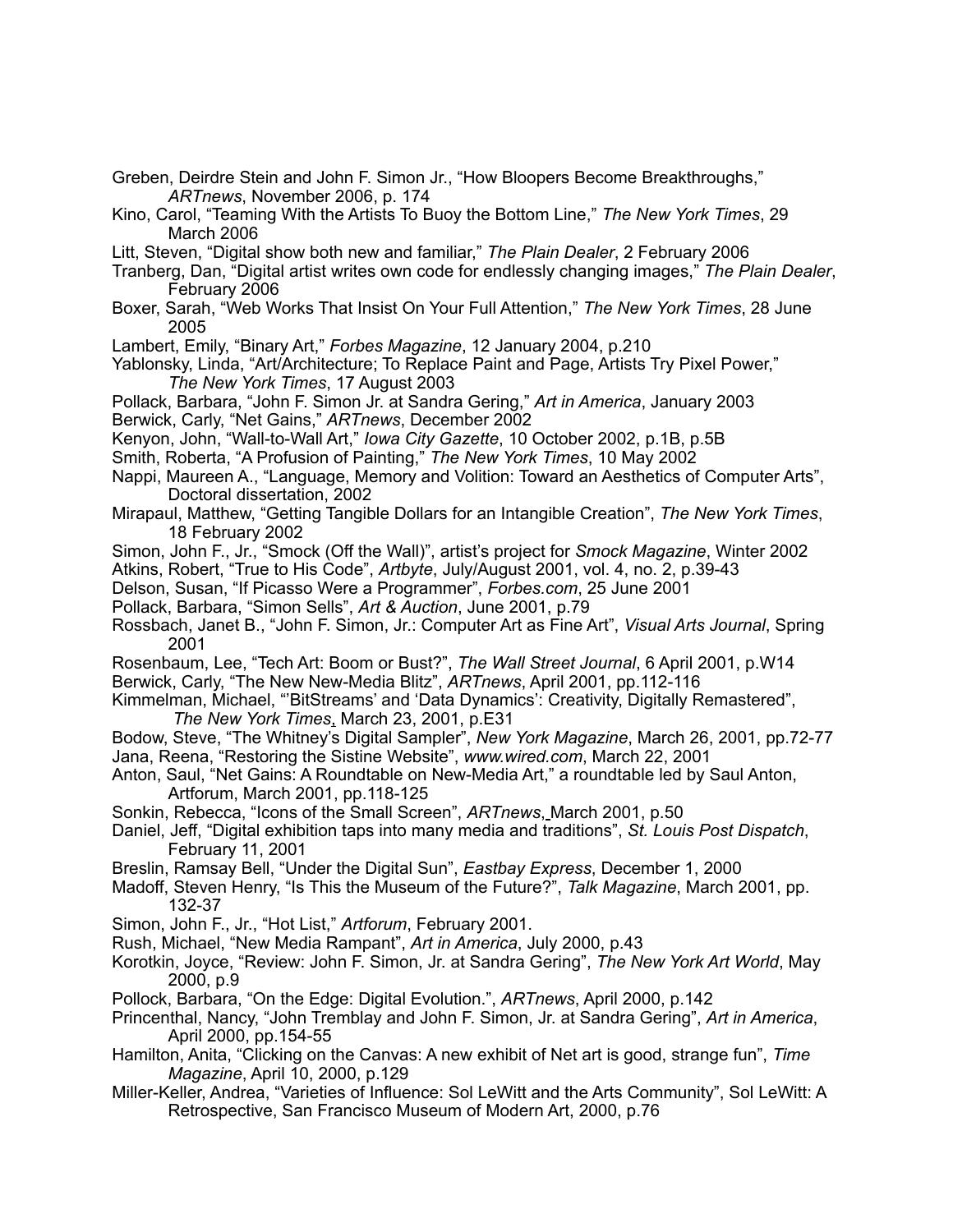Greben, Deirdre Stein and John F. Simon Jr., "How Bloopers Become Breakthroughs," *ARTnews*, November 2006, p. 174

Kino, Carol, "Teaming With the Artists To Buoy the Bottom Line," *The New York Times*, 29 March 2006

Litt, Steven, "Digital show both new and familiar," *The Plain Dealer*, 2 February 2006

Tranberg, Dan, "Digital artist writes own code for endlessly changing images," *The Plain Dealer*, February 2006

Boxer, Sarah, "Web Works That Insist On Your Full Attention," *The New York Times*, 28 June 2005

Lambert, Emily, "Binary Art," *Forbes Magazine*, 12 January 2004, p.210

Yablonsky, Linda, "Art/Architecture; To Replace Paint and Page, Artists Try Pixel Power," *The New York Times*, 17 August 2003

Pollack, Barbara, "John F. Simon Jr. at Sandra Gering," *Art in America*, January 2003

Berwick, Carly, "Net Gains," *ARTnews*, December 2002

Kenyon, John, "Wall-to-Wall Art," *Iowa City Gazette*, 10 October 2002, p.1B, p.5B

Smith, Roberta, "A Profusion of Painting," *The New York Times*, 10 May 2002

Nappi, Maureen A., "Language, Memory and Volition: Toward an Aesthetics of Computer Arts", Doctoral dissertation, 2002

Mirapaul, Matthew, "Getting Tangible Dollars for an Intangible Creation", *The New York Times*, 18 February 2002

Simon, John F., Jr., "Smock (Off the Wall)", artist's project for *Smock Magazine*, Winter 2002

Atkins, Robert, "True to His Code", *Artbyte*, July/August 2001, vol. 4, no. 2, p.39-43

Delson, Susan, "If Picasso Were a Programmer", *Forbes.com*, 25 June 2001

Pollack, Barbara, "Simon Sells", *Art & Auction*, June 2001, p.79

Rossbach, Janet B., "John F. Simon, Jr.: Computer Art as Fine Art", *Visual Arts Journal*, Spring 2001

Rosenbaum, Lee, "Tech Art: Boom or Bust?", *The Wall Street Journal*, 6 April 2001, p.W14

Berwick, Carly, "The New New-Media Blitz", *ARTnews*, April 2001, pp.112-116

Kimmelman, Michael, "'BitStreams' and 'Data Dynamics': Creativity, Digitally Remastered", *The New York Times*, March 23, 2001, p.E31

Bodow, Steve, "The Whitney's Digital Sampler", *New York Magazine*, March 26, 2001, pp.72-77

Jana, Reena, "Restoring the Sistine Website", *www.wired.com*, March 22, 2001

Anton, Saul, "Net Gains: A Roundtable on New-Media Art," a roundtable led by Saul Anton, Artforum, March 2001, pp.118-125

Sonkin, Rebecca, "Icons of the Small Screen", *ARTnews*, March 2001, p.50

Daniel, Jeff, "Digital exhibition taps into many media and traditions", *St. Louis Post Dispatch*, February 11, 2001

Breslin, Ramsay Bell, "Under the Digital Sun", *Eastbay Express*, December 1, 2000

Madoff, Steven Henry, "Is This the Museum of the Future?", *Talk Magazine*, March 2001, pp. 132-37

Simon, John F., Jr., "Hot List," *Artforum*, February 2001.

Rush, Michael, "New Media Rampant", *Art in America*, July 2000, p.43

Korotkin, Joyce, "Review: John F. Simon, Jr. at Sandra Gering", *The New York Art World*, May 2000, p.9

Pollock, Barbara, "On the Edge: Digital Evolution.", *ARTnews*, April 2000, p.142

Princenthal, Nancy, "John Tremblay and John F. Simon, Jr. at Sandra Gering", *Art in America*, April 2000, pp.154-55

Hamilton, Anita, "Clicking on the Canvas: A new exhibit of Net art is good, strange fun", *Time Magazine*, April 10, 2000, p.129

Miller-Keller, Andrea, "Varieties of Influence: Sol LeWitt and the Arts Community", Sol LeWitt: A Retrospective, San Francisco Museum of Modern Art, 2000, p.76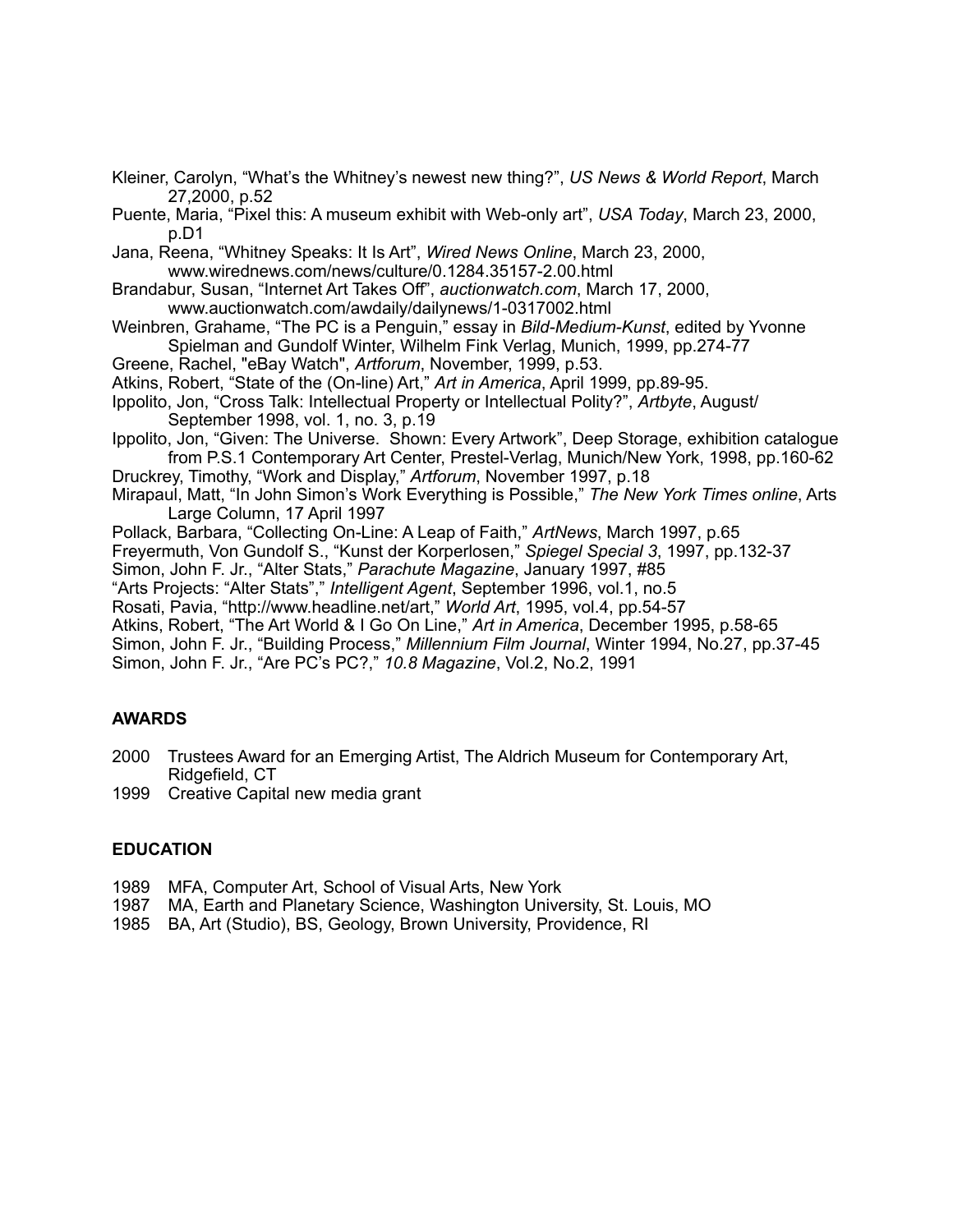Kleiner, Carolyn, “What’s the Whitney’s newest new thing?”, *US News & World Report*, March 27,2000, p.52

Puente, Maria, “Pixel this: A museum exhibit with Web-only art”, *USA Today*, March 23, 2000, p.D1

Jana, Reena, “Whitney Speaks: It Is Art”, *Wired News Online*, March 23, 2000, www.wirednews.com/news/culture/0.1284.35157-2.00.html

Brandabur, Susan, “Internet Art Takes Off”, *auctionwatch.com*, March 17, 2000, www.auctionwatch.com/awdaily/dailynews/1-0317002.html

Weinbren, Grahame, “The PC is a Penguin,” essay in *Bild-Medium-Kunst*, edited by Yvonne Spielman and Gundolf Winter, Wilhelm Fink Verlag, Munich, 1999, pp.274-77

Greene, Rachel, "eBay Watch", *Artforum*, November, 1999, p.53.

Atkins, Robert, “State of the (On-line) Art,” *Art in America*, April 1999, pp.89-95.

Ippolito, Jon, “Cross Talk: Intellectual Property or Intellectual Polity?”, *Artbyte*, August/ September 1998, vol. 1, no. 3, p.19

Ippolito, Jon, “Given: The Universe. Shown: Every Artwork”, Deep Storage, exhibition catalogue from P.S.1 Contemporary Art Center, Prestel-Verlag, Munich/New York, 1998, pp.160-62

Druckrey, Timothy, “Work and Display,” *Artforum*, November 1997, p.18

Mirapaul, Matt, “In John Simon’s Work Everything is Possible,” *The New York Times online*, Arts Large Column, 17 April 1997

Pollack, Barbara, “Collecting On-Line: A Leap of Faith,” *ArtNews*, March 1997, p.65

Freyermuth, Von Gundolf S., “Kunst der Korperlosen,” *Spiegel Special 3*, 1997, pp.132-37

Simon, John F. Jr., “Alter Stats,” *Parachute Magazine*, January 1997, #85

“Arts Projects: “Alter Stats”,” *Intelligent Agent*, September 1996, vol.1, no.5

Rosati, Pavia, “http://www.headline.net/art,” *World Art*, 1995, vol.4, pp.54-57

Atkins, Robert, “The Art World & I Go On Line,” *Art in America*, December 1995, p.58-65

Simon, John F. Jr., “Building Process,” *Millennium Film Journal*, Winter 1994, No.27, pp.37-45

Simon, John F. Jr., “Are PC’s PC?,” *10.8 Magazine*, Vol.2, No.2, 1991

## AWARDS

2000 Trustees Award for an Emerging Artist, The Aldrich Museum for Contemporary Art, Ridgefield, CT

1999 Creative Capital new media grant

## EDUCATION

1989 MFA, Computer Art, School of Visual Arts, New York

1987 MA, Earth and Planetary Science, Washington University, St. Louis, MO

1985 BA, Art (Studio), BS, Geology, Brown University, Providence, RI